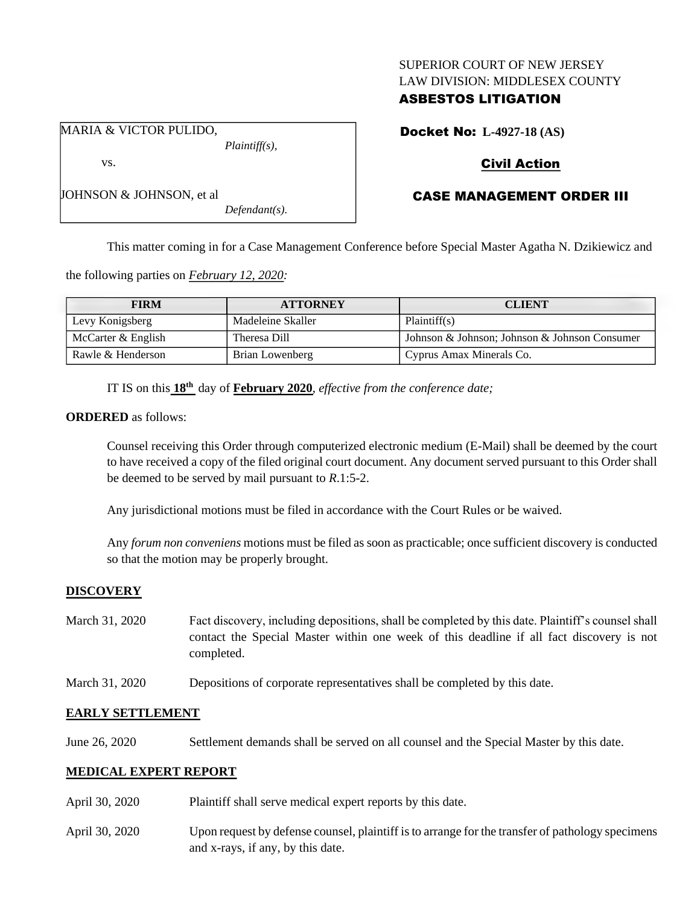SUPERIOR COURT OF NEW JERSEY
LAW DIVISION: MIDDLESEX COUNTY
**ASBESTOS LITIGATION**

MARIA & VICTOR PULIDO,
*Plaintiff(s),*
vs.
JOHNSON & JOHNSON, et al
*Defendant(s).*

**Docket No: L-4927-18 (AS)**

**Civil Action**

**CASE MANAGEMENT ORDER III**

This matter coming in for a Case Management Conference before Special Master Agatha N. Dzikiewicz and the following parties on *February 12, 2020:*

| FIRM | ATTORNEY | CLIENT |
|---|---|---|
| Levy Konigsberg | Madeleine Skaller | Plaintiff(s) |
| McCarter & English | Theresa Dill | Johnson & Johnson; Johnson & Johnson Consumer |
| Rawle & Henderson | Brian Lowenberg | Cyprus Amax Minerals Co. |

IT IS on this **18th** day of **February 2020**, *effective from the conference date;*

**ORDERED** as follows:

Counsel receiving this Order through computerized electronic medium (E-Mail) shall be deemed by the court to have received a copy of the filed original court document. Any document served pursuant to this Order shall be deemed to be served by mail pursuant to *R*.1:5-2.

Any jurisdictional motions must be filed in accordance with the Court Rules or be waived.

Any *forum non conveniens* motions must be filed as soon as practicable; once sufficient discovery is conducted so that the motion may be properly brought.

**DISCOVERY**

March 31, 2020 — Fact discovery, including depositions, shall be completed by this date. Plaintiff's counsel shall contact the Special Master within one week of this deadline if all fact discovery is not completed.

March 31, 2020 — Depositions of corporate representatives shall be completed by this date.

**EARLY SETTLEMENT**

June 26, 2020 — Settlement demands shall be served on all counsel and the Special Master by this date.

**MEDICAL EXPERT REPORT**

April 30, 2020 — Plaintiff shall serve medical expert reports by this date.

April 30, 2020 — Upon request by defense counsel, plaintiff is to arrange for the transfer of pathology specimens and x-rays, if any, by this date.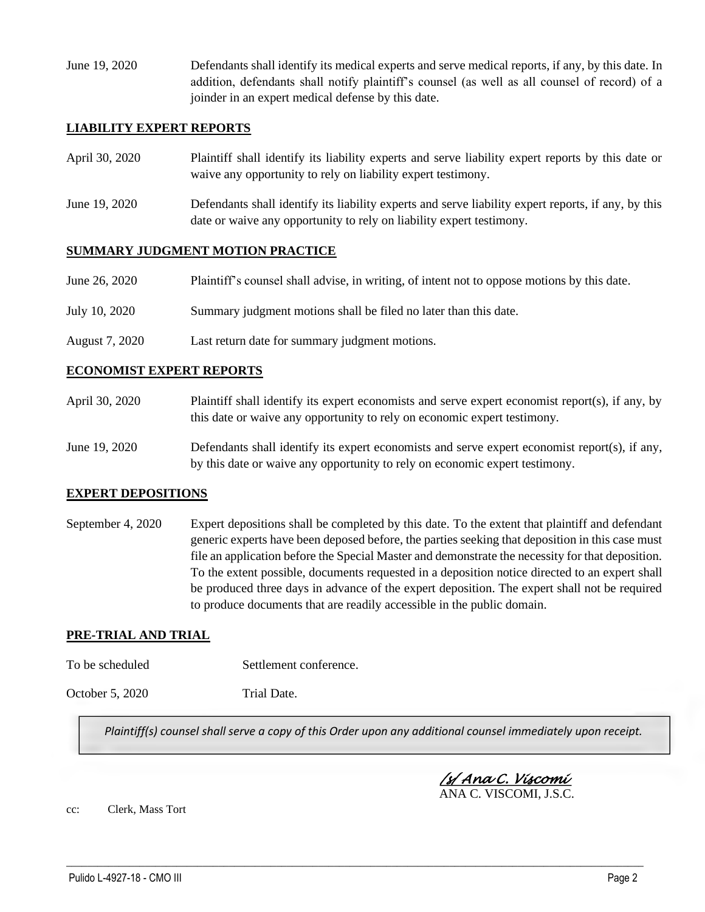| | |
|---|---|
| June 19, 2020 | Defendants shall identify its medical experts and serve medical reports, if any, by this date. In addition, defendants shall notify plaintiff's counsel (as well as all counsel of record) of a joinder in an expert medical defense by this date. |

## LIABILITY EXPERT REPORTS

| | |
|---|---|
| April 30, 2020 | Plaintiff shall identify its liability experts and serve liability expert reports by this date or waive any opportunity to rely on liability expert testimony. |
| June 19, 2020 | Defendants shall identify its liability experts and serve liability expert reports, if any, by this date or waive any opportunity to rely on liability expert testimony. |

## SUMMARY JUDGMENT MOTION PRACTICE

| | |
|---|---|
| June 26, 2020 | Plaintiff's counsel shall advise, in writing, of intent not to oppose motions by this date. |
| July 10, 2020 | Summary judgment motions shall be filed no later than this date. |
| August 7, 2020 | Last return date for summary judgment motions. |

## ECONOMIST EXPERT REPORTS

| | |
|---|---|
| April 30, 2020 | Plaintiff shall identify its expert economists and serve expert economist report(s), if any, by this date or waive any opportunity to rely on economic expert testimony. |
| June 19, 2020 | Defendants shall identify its expert economists and serve expert economist report(s), if any, by this date or waive any opportunity to rely on economic expert testimony. |

## EXPERT DEPOSITIONS

| | |
|---|---|
| September 4, 2020 | Expert depositions shall be completed by this date. To the extent that plaintiff and defendant generic experts have been deposed before, the parties seeking that deposition in this case must file an application before the Special Master and demonstrate the necessity for that deposition. To the extent possible, documents requested in a deposition notice directed to an expert shall be produced three days in advance of the expert deposition. The expert shall not be required to produce documents that are readily accessible in the public domain. |

## PRE-TRIAL AND TRIAL

| | |
|---|---|
| To be scheduled | Settlement conference. |
| October 5, 2020 | Trial Date. |

*Plaintiff(s) counsel shall serve a copy of this Order upon any additional counsel immediately upon receipt.*

/s/ Ana C. Viscomi
ANA C. VISCOMI, J.S.C.

cc: Clerk, Mass Tort